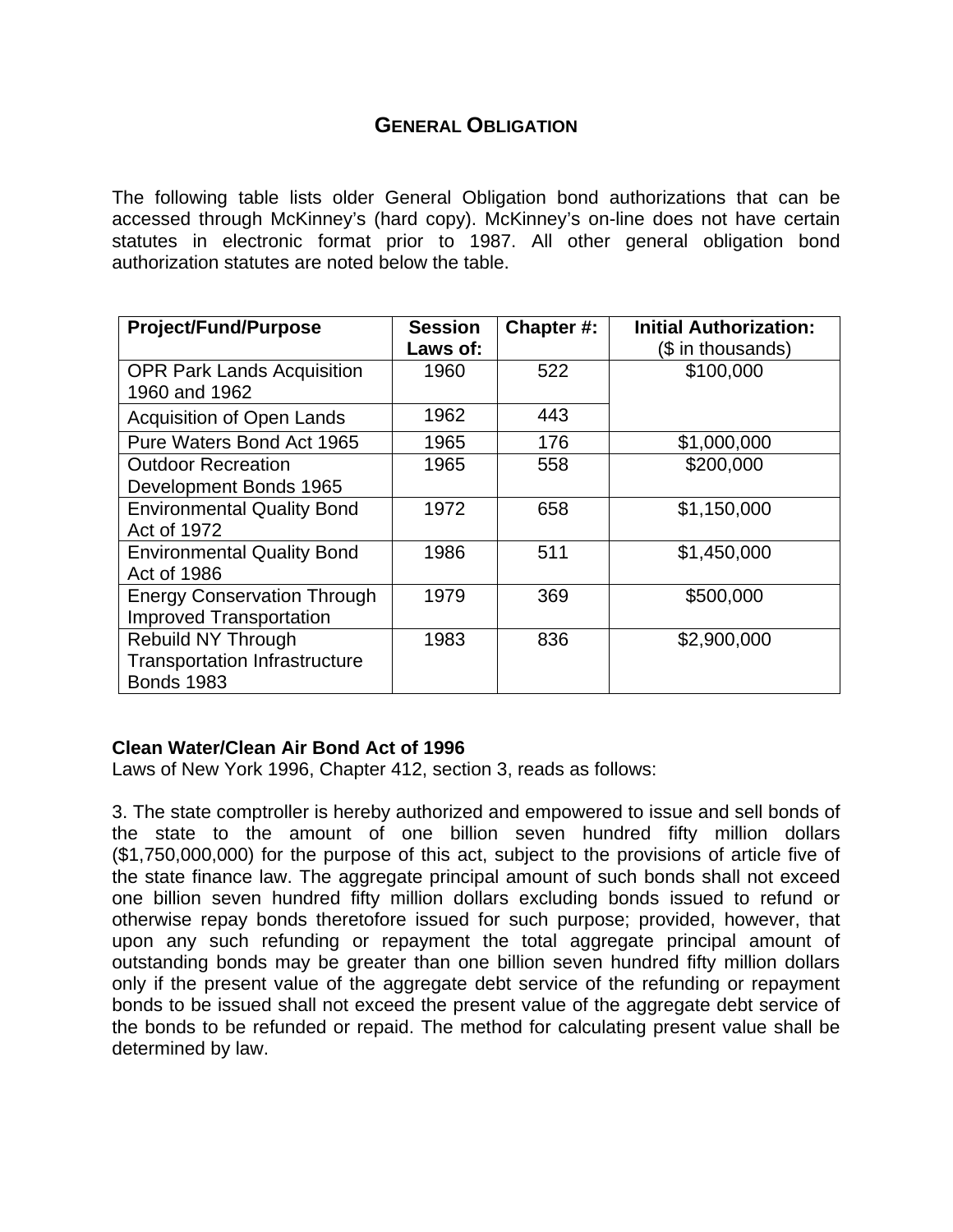# GENERAL OBLIGATION

The following table lists older General Obligation bond authorizations that can be accessed through McKinney's (hard copy). McKinney's on-line does not have certain statutes in electronic format prior to 1987. All other general obligation bond authorization statutes are noted below the table.

| Project/Fund/Purpose | Session Laws of: | Chapter #: | Initial Authorization: ($ in thousands) |
|---|---|---|---|
| OPR Park Lands Acquisition 1960 and 1962 | 1960 | 522 | $100,000 |
| Acquisition of Open Lands | 1962 | 443 | |
| Pure Waters Bond Act 1965 | 1965 | 176 | $1,000,000 |
| Outdoor Recreation Development Bonds 1965 | 1965 | 558 | $200,000 |
| Environmental Quality Bond Act of 1972 | 1972 | 658 | $1,150,000 |
| Environmental Quality Bond Act of 1986 | 1986 | 511 | $1,450,000 |
| Energy Conservation Through Improved Transportation | 1979 | 369 | $500,000 |
| Rebuild NY Through Transportation Infrastructure Bonds 1983 | 1983 | 836 | $2,900,000 |

**Clean Water/Clean Air Bond Act of 1996**
Laws of New York 1996, Chapter 412, section 3, reads as follows:

3. The state comptroller is hereby authorized and empowered to issue and sell bonds of the state to the amount of one billion seven hundred fifty million dollars ($1,750,000,000) for the purpose of this act, subject to the provisions of article five of the state finance law. The aggregate principal amount of such bonds shall not exceed one billion seven hundred fifty million dollars excluding bonds issued to refund or otherwise repay bonds theretofore issued for such purpose; provided, however, that upon any such refunding or repayment the total aggregate principal amount of outstanding bonds may be greater than one billion seven hundred fifty million dollars only if the present value of the aggregate debt service of the refunding or repayment bonds to be issued shall not exceed the present value of the aggregate debt service of the bonds to be refunded or repaid. The method for calculating present value shall be determined by law.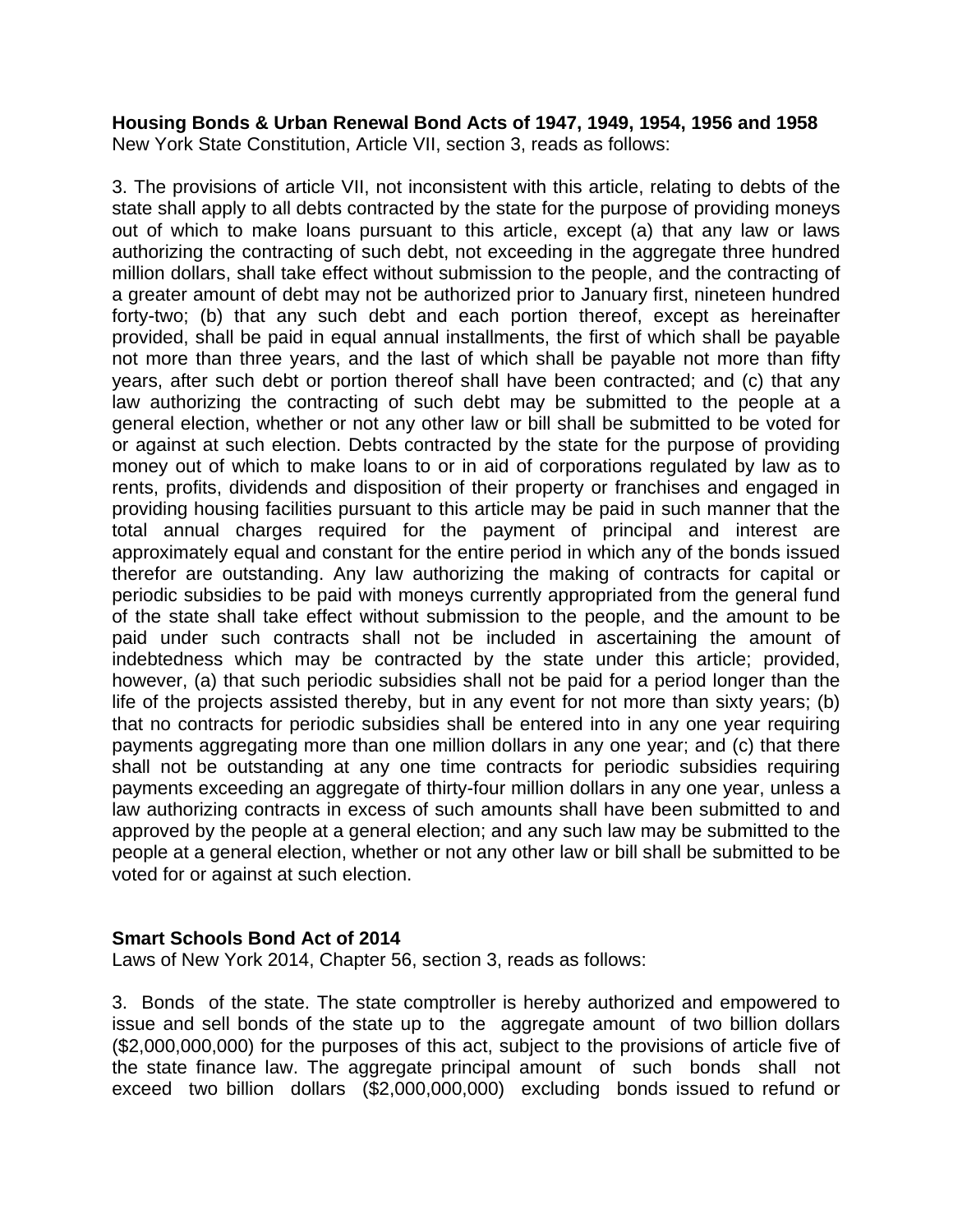**Housing Bonds & Urban Renewal Bond Acts of 1947, 1949, 1954, 1956 and 1958**
New York State Constitution, Article VII, section 3, reads as follows:

3. The provisions of article VII, not inconsistent with this article, relating to debts of the state shall apply to all debts contracted by the state for the purpose of providing moneys out of which to make loans pursuant to this article, except (a) that any law or laws authorizing the contracting of such debt, not exceeding in the aggregate three hundred million dollars, shall take effect without submission to the people, and the contracting of a greater amount of debt may not be authorized prior to January first, nineteen hundred forty-two; (b) that any such debt and each portion thereof, except as hereinafter provided, shall be paid in equal annual installments, the first of which shall be payable not more than three years, and the last of which shall be payable not more than fifty years, after such debt or portion thereof shall have been contracted; and (c) that any law authorizing the contracting of such debt may be submitted to the people at a general election, whether or not any other law or bill shall be submitted to be voted for or against at such election. Debts contracted by the state for the purpose of providing money out of which to make loans to or in aid of corporations regulated by law as to rents, profits, dividends and disposition of their property or franchises and engaged in providing housing facilities pursuant to this article may be paid in such manner that the total annual charges required for the payment of principal and interest are approximately equal and constant for the entire period in which any of the bonds issued therefor are outstanding. Any law authorizing the making of contracts for capital or periodic subsidies to be paid with moneys currently appropriated from the general fund of the state shall take effect without submission to the people, and the amount to be paid under such contracts shall not be included in ascertaining the amount of indebtedness which may be contracted by the state under this article; provided, however, (a) that such periodic subsidies shall not be paid for a period longer than the life of the projects assisted thereby, but in any event for not more than sixty years; (b) that no contracts for periodic subsidies shall be entered into in any one year requiring payments aggregating more than one million dollars in any one year; and (c) that there shall not be outstanding at any one time contracts for periodic subsidies requiring payments exceeding an aggregate of thirty-four million dollars in any one year, unless a law authorizing contracts in excess of such amounts shall have been submitted to and approved by the people at a general election; and any such law may be submitted to the people at a general election, whether or not any other law or bill shall be submitted to be voted for or against at such election.

**Smart Schools Bond Act of 2014**
Laws of New York 2014, Chapter 56, section 3, reads as follows:

3. Bonds of the state. The state comptroller is hereby authorized and empowered to issue and sell bonds of the state up to the aggregate amount of two billion dollars ($2,000,000,000) for the purposes of this act, subject to the provisions of article five of the state finance law. The aggregate principal amount of such bonds shall not exceed two billion dollars ($2,000,000,000) excluding bonds issued to refund or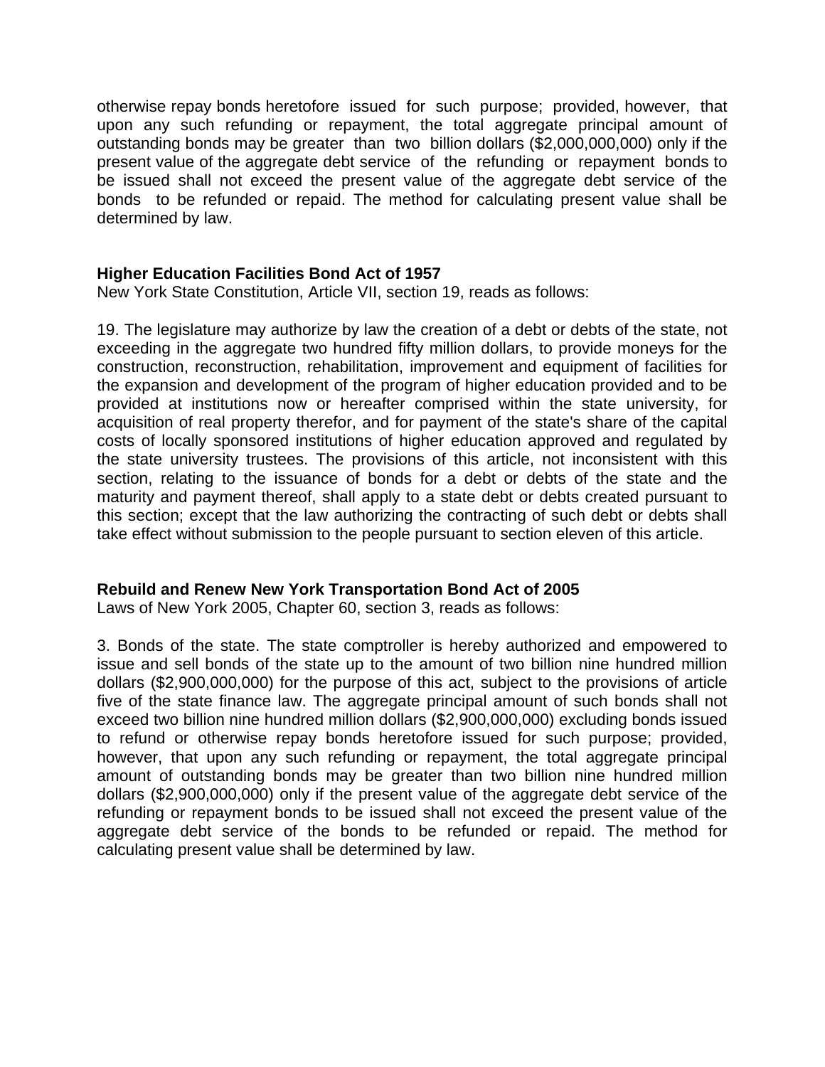otherwise repay bonds heretofore issued for such purpose; provided, however, that upon any such refunding or repayment, the total aggregate principal amount of outstanding bonds may be greater than two billion dollars ($2,000,000,000) only if the present value of the aggregate debt service of the refunding or repayment bonds to be issued shall not exceed the present value of the aggregate debt service of the bonds to be refunded or repaid. The method for calculating present value shall be determined by law.

**Higher Education Facilities Bond Act of 1957**
New York State Constitution, Article VII, section 19, reads as follows:

19. The legislature may authorize by law the creation of a debt or debts of the state, not exceeding in the aggregate two hundred fifty million dollars, to provide moneys for the construction, reconstruction, rehabilitation, improvement and equipment of facilities for the expansion and development of the program of higher education provided and to be provided at institutions now or hereafter comprised within the state university, for acquisition of real property therefor, and for payment of the state's share of the capital costs of locally sponsored institutions of higher education approved and regulated by the state university trustees. The provisions of this article, not inconsistent with this section, relating to the issuance of bonds for a debt or debts of the state and the maturity and payment thereof, shall apply to a state debt or debts created pursuant to this section; except that the law authorizing the contracting of such debt or debts shall take effect without submission to the people pursuant to section eleven of this article.

**Rebuild and Renew New York Transportation Bond Act of 2005**
Laws of New York 2005, Chapter 60, section 3, reads as follows:

3. Bonds of the state. The state comptroller is hereby authorized and empowered to issue and sell bonds of the state up to the amount of two billion nine hundred million dollars ($2,900,000,000) for the purpose of this act, subject to the provisions of article five of the state finance law. The aggregate principal amount of such bonds shall not exceed two billion nine hundred million dollars ($2,900,000,000) excluding bonds issued to refund or otherwise repay bonds heretofore issued for such purpose; provided, however, that upon any such refunding or repayment, the total aggregate principal amount of outstanding bonds may be greater than two billion nine hundred million dollars ($2,900,000,000) only if the present value of the aggregate debt service of the refunding or repayment bonds to be issued shall not exceed the present value of the aggregate debt service of the bonds to be refunded or repaid. The method for calculating present value shall be determined by law.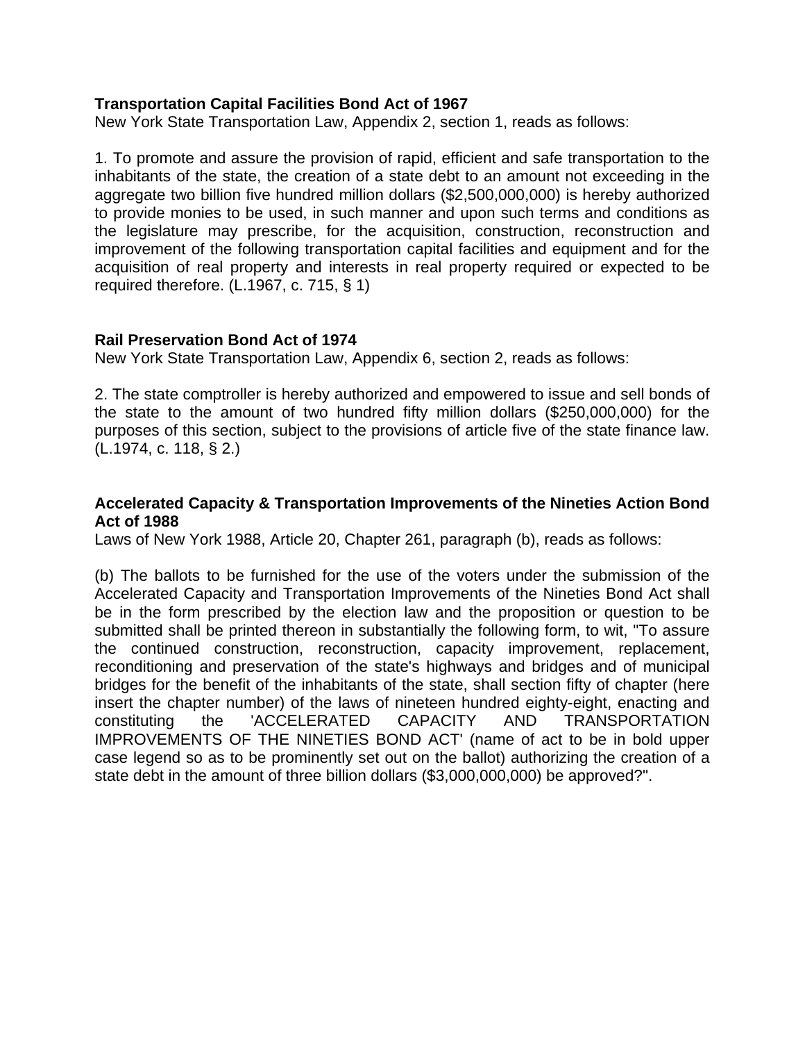**Transportation Capital Facilities Bond Act of 1967**
New York State Transportation Law, Appendix 2, section 1, reads as follows:

1. To promote and assure the provision of rapid, efficient and safe transportation to the inhabitants of the state, the creation of a state debt to an amount not exceeding in the aggregate two billion five hundred million dollars ($2,500,000,000) is hereby authorized to provide monies to be used, in such manner and upon such terms and conditions as the legislature may prescribe, for the acquisition, construction, reconstruction and improvement of the following transportation capital facilities and equipment and for the acquisition of real property and interests in real property required or expected to be required therefore. (L.1967, c. 715, § 1)

**Rail Preservation Bond Act of 1974**
New York State Transportation Law, Appendix 6, section 2, reads as follows:

2. The state comptroller is hereby authorized and empowered to issue and sell bonds of the state to the amount of two hundred fifty million dollars ($250,000,000) for the purposes of this section, subject to the provisions of article five of the state finance law. (L.1974, c. 118, § 2.)

**Accelerated Capacity & Transportation Improvements of the Nineties Action Bond Act of 1988**
Laws of New York 1988, Article 20, Chapter 261, paragraph (b), reads as follows:

(b) The ballots to be furnished for the use of the voters under the submission of the Accelerated Capacity and Transportation Improvements of the Nineties Bond Act shall be in the form prescribed by the election law and the proposition or question to be submitted shall be printed thereon in substantially the following form, to wit, "To assure the continued construction, reconstruction, capacity improvement, replacement, reconditioning and preservation of the state's highways and bridges and of municipal bridges for the benefit of the inhabitants of the state, shall section fifty of chapter (here insert the chapter number) of the laws of nineteen hundred eighty-eight, enacting and constituting the 'ACCELERATED CAPACITY AND TRANSPORTATION IMPROVEMENTS OF THE NINETIES BOND ACT' (name of act to be in bold upper case legend so as to be prominently set out on the ballot) authorizing the creation of a state debt in the amount of three billion dollars ($3,000,000,000) be approved?".